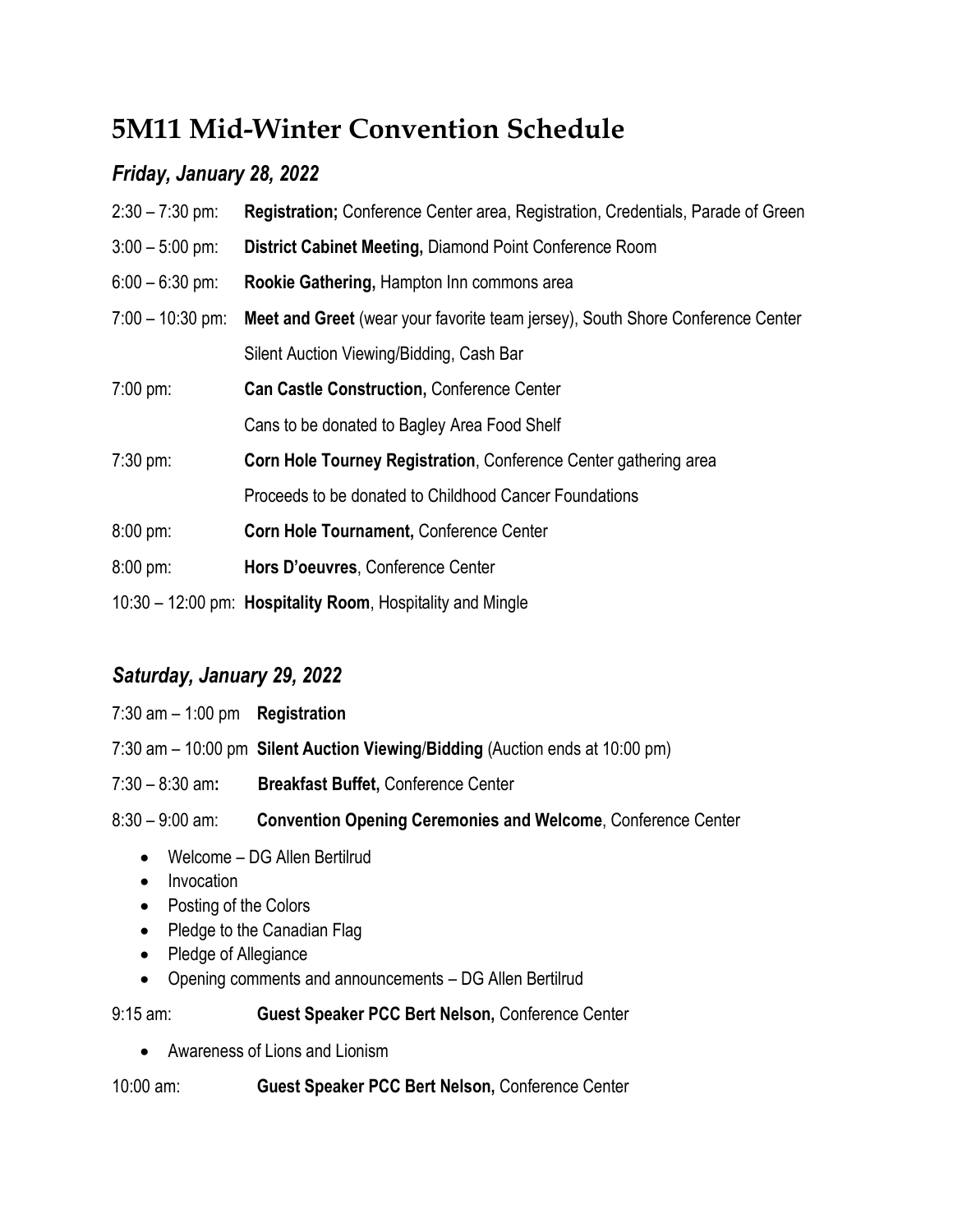# 5M11 Mid-Winter Convention Schedule

## *Friday, January 28, 2022*

2:30 – 7:30 pm: **Registration;** Conference Center area, Registration, Credentials, Parade of Green

3:00 – 5:00 pm: **District Cabinet Meeting,** Diamond Point Conference Room

6:00 – 6:30 pm: **Rookie Gathering,** Hampton Inn commons area

7:00 – 10:30 pm: **Meet and Greet** (wear your favorite team jersey), South Shore Conference Center
Silent Auction Viewing/Bidding, Cash Bar

7:00 pm: **Can Castle Construction,** Conference Center
Cans to be donated to Bagley Area Food Shelf

7:30 pm: **Corn Hole Tourney Registration**, Conference Center gathering area
Proceeds to be donated to Childhood Cancer Foundations

8:00 pm: **Corn Hole Tournament,** Conference Center

8:00 pm: **Hors D'oeuvres**, Conference Center

10:30 – 12:00 pm: **Hospitality Room**, Hospitality and Mingle

## *Saturday, January 29, 2022*

7:30 am – 1:00 pm **Registration**

7:30 am – 10:00 pm **Silent Auction Viewing/Bidding** (Auction ends at 10:00 pm)

7:30 – 8:30 am**:** **Breakfast Buffet,** Conference Center

8:30 – 9:00 am: **Convention Opening Ceremonies and Welcome**, Conference Center

- Welcome – DG Allen Bertilrud
- Invocation
- Posting of the Colors
- Pledge to the Canadian Flag
- Pledge of Allegiance
- Opening comments and announcements – DG Allen Bertilrud

9:15 am: **Guest Speaker PCC Bert Nelson,** Conference Center

- Awareness of Lions and Lionism

10:00 am: **Guest Speaker PCC Bert Nelson,** Conference Center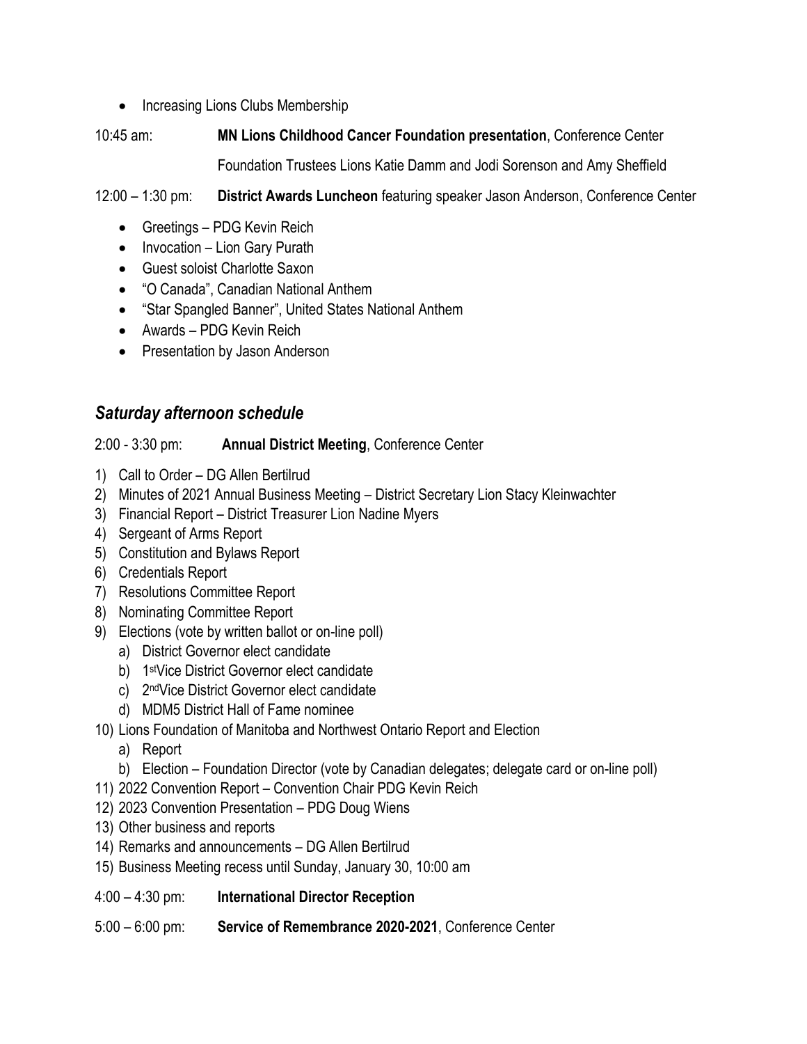- Increasing Lions Clubs Membership

10:45 am: **MN Lions Childhood Cancer Foundation presentation**, Conference Center

Foundation Trustees Lions Katie Damm and Jodi Sorenson and Amy Sheffield

12:00 – 1:30 pm: **District Awards Luncheon** featuring speaker Jason Anderson, Conference Center

- Greetings – PDG Kevin Reich
- Invocation – Lion Gary Purath
- Guest soloist Charlotte Saxon
- "O Canada", Canadian National Anthem
- "Star Spangled Banner", United States National Anthem
- Awards – PDG Kevin Reich
- Presentation by Jason Anderson

## *Saturday afternoon schedule*

2:00 - 3:30 pm: **Annual District Meeting**, Conference Center

1) Call to Order – DG Allen Bertilrud
2) Minutes of 2021 Annual Business Meeting – District Secretary Lion Stacy Kleinwachter
3) Financial Report – District Treasurer Lion Nadine Myers
4) Sergeant of Arms Report
5) Constitution and Bylaws Report
6) Credentials Report
7) Resolutions Committee Report
8) Nominating Committee Report
9) Elections (vote by written ballot or on-line poll)
   a) District Governor elect candidate
   b) 1st Vice District Governor elect candidate
   c) 2nd Vice District Governor elect candidate
   d) MDM5 District Hall of Fame nominee
10) Lions Foundation of Manitoba and Northwest Ontario Report and Election
    a) Report
    b) Election – Foundation Director (vote by Canadian delegates; delegate card or on-line poll)
11) 2022 Convention Report – Convention Chair PDG Kevin Reich
12) 2023 Convention Presentation – PDG Doug Wiens
13) Other business and reports
14) Remarks and announcements – DG Allen Bertilrud
15) Business Meeting recess until Sunday, January 30, 10:00 am

4:00 – 4:30 pm: **International Director Reception**

5:00 – 6:00 pm: **Service of Remembrance 2020-2021**, Conference Center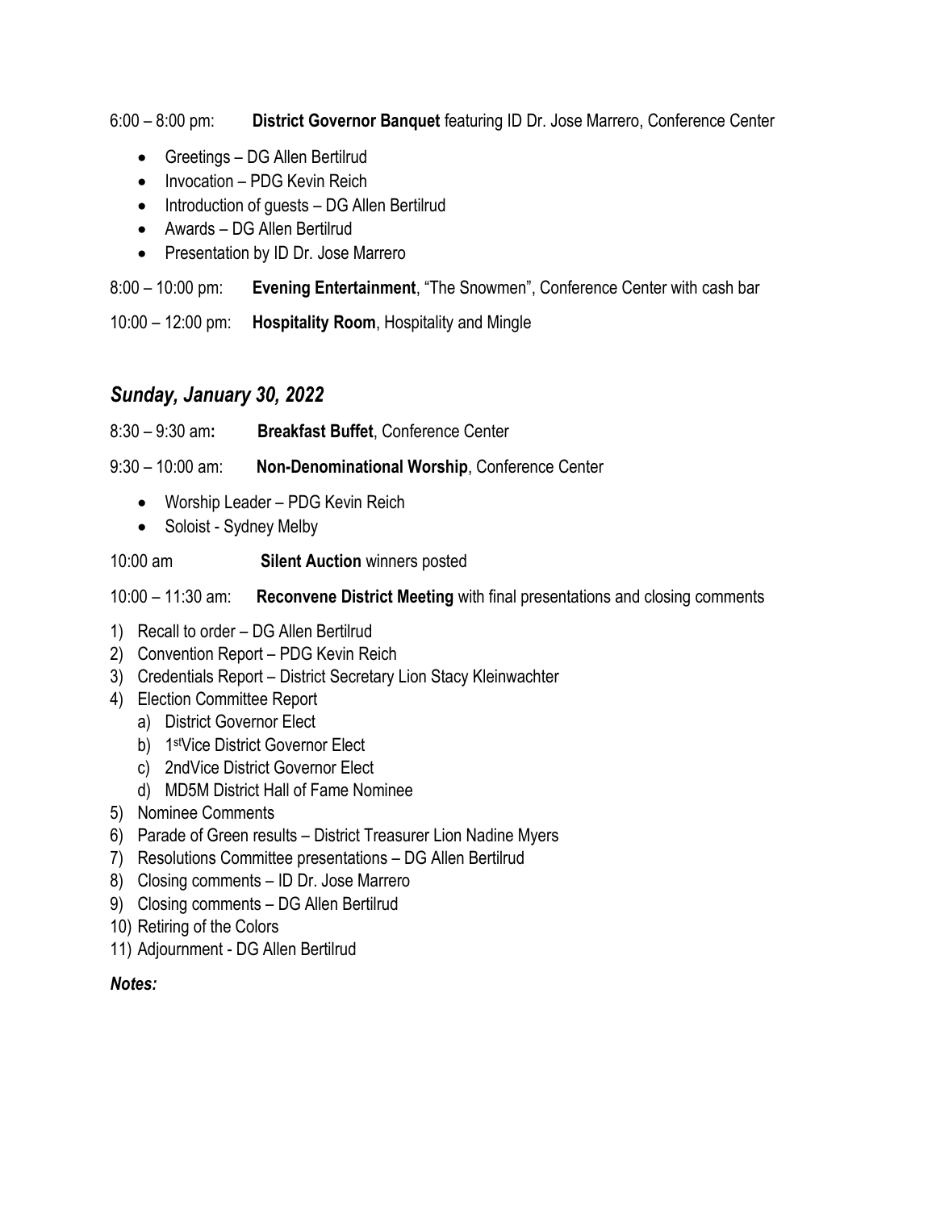6:00 – 8:00 pm: **District Governor Banquet** featuring ID Dr. Jose Marrero, Conference Center

- Greetings – DG Allen Bertilrud
- Invocation – PDG Kevin Reich
- Introduction of guests – DG Allen Bertilrud
- Awards – DG Allen Bertilrud
- Presentation by ID Dr. Jose Marrero

8:00 – 10:00 pm: **Evening Entertainment**, "The Snowmen", Conference Center with cash bar

10:00 – 12:00 pm: **Hospitality Room**, Hospitality and Mingle

## *Sunday, January 30, 2022*

8:30 – 9:30 am**:** **Breakfast Buffet**, Conference Center

9:30 – 10:00 am: **Non-Denominational Worship**, Conference Center

- Worship Leader – PDG Kevin Reich
- Soloist - Sydney Melby

10:00 am **Silent Auction** winners posted

10:00 – 11:30 am: **Reconvene District Meeting** with final presentations and closing comments

1) Recall to order – DG Allen Bertilrud
2) Convention Report – PDG Kevin Reich
3) Credentials Report – District Secretary Lion Stacy Kleinwachter
4) Election Committee Report
   a) District Governor Elect
   b) 1stVice District Governor Elect
   c) 2ndVice District Governor Elect
   d) MD5M District Hall of Fame Nominee
5) Nominee Comments
6) Parade of Green results – District Treasurer Lion Nadine Myers
7) Resolutions Committee presentations – DG Allen Bertilrud
8) Closing comments – ID Dr. Jose Marrero
9) Closing comments – DG Allen Bertilrud
10) Retiring of the Colors
11) Adjournment - DG Allen Bertilrud

***Notes:***